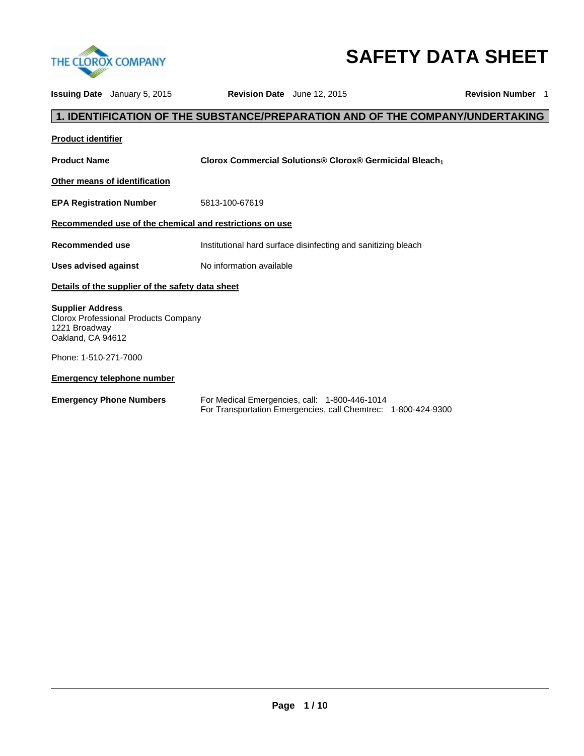# SAFETY DATA SHEET

**Issuing Date** January 5, 2015 **Revision Date** June 12, 2015 **Revision Number** 1

## 1. IDENTIFICATION OF THE SUBSTANCE/PREPARATION AND OF THE COMPANY/UNDERTAKING

**Product identifier**

**Product Name** **Clorox Commercial Solutions® Clorox® Germicidal Bleach$_1$**

**Other means of identification**

**EPA Registration Number** 5813-100-67619

**Recommended use of the chemical and restrictions on use**

**Recommended use** Institutional hard surface disinfecting and sanitizing bleach

**Uses advised against** No information available

**Details of the supplier of the safety data sheet**

**Supplier Address**
Clorox Professional Products Company
1221 Broadway
Oakland, CA 94612

Phone: 1-510-271-7000

**Emergency telephone number**

**Emergency Phone Numbers**
For Medical Emergencies, call: 1-800-446-1014
For Transportation Emergencies, call Chemtrec: 1-800-424-9300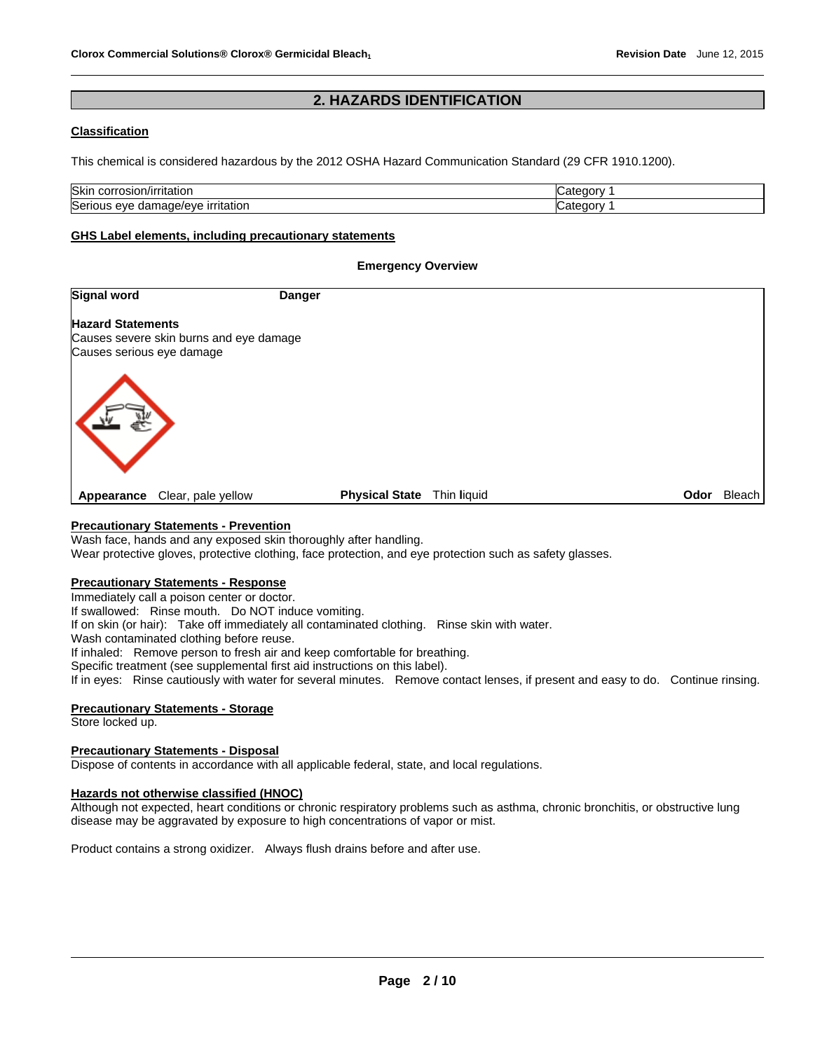## 2. HAZARDS IDENTIFICATION

**Classification**

This chemical is considered hazardous by the 2012 OSHA Hazard Communication Standard (29 CFR 1910.1200).

| | |
|---|---|
| Skin corrosion/irritation | Category 1 |
| Serious eye damage/eye irritation | Category 1 |

**GHS Label elements, including precautionary statements**

**Emergency Overview**

**Signal word** **Danger**

**Hazard Statements**
Causes severe skin burns and eye damage
Causes serious eye damage

**Appearance** Clear, pale yellow **Physical State** Thin liquid **Odor** Bleach

**Precautionary Statements - Prevention**
Wash face, hands and any exposed skin thoroughly after handling.
Wear protective gloves, protective clothing, face protection, and eye protection such as safety glasses.

**Precautionary Statements - Response**
Immediately call a poison center or doctor.
If swallowed: Rinse mouth. Do NOT induce vomiting.
If on skin (or hair): Take off immediately all contaminated clothing. Rinse skin with water.
Wash contaminated clothing before reuse.
If inhaled: Remove person to fresh air and keep comfortable for breathing.
Specific treatment (see supplemental first aid instructions on this label).
If in eyes: Rinse cautiously with water for several minutes. Remove contact lenses, if present and easy to do. Continue rinsing.

**Precautionary Statements - Storage**
Store locked up.

**Precautionary Statements - Disposal**
Dispose of contents in accordance with all applicable federal, state, and local regulations.

**Hazards not otherwise classified (HNOC)**
Although not expected, heart conditions or chronic respiratory problems such as asthma, chronic bronchitis, or obstructive lung disease may be aggravated by exposure to high concentrations of vapor or mist.

Product contains a strong oxidizer. Always flush drains before and after use.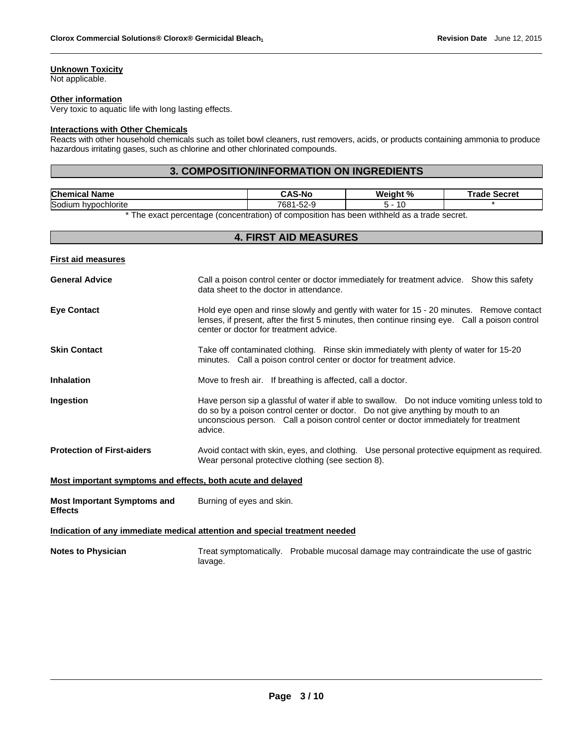**Unknown Toxicity**
Not applicable.

**Other information**
Very toxic to aquatic life with long lasting effects.

**Interactions with Other Chemicals**
Reacts with other household chemicals such as toilet bowl cleaners, rust removers, acids, or products containing ammonia to produce hazardous irritating gases, such as chlorine and other chlorinated compounds.

## 3. COMPOSITION/INFORMATION ON INGREDIENTS

| Chemical Name | CAS-No | Weight % | Trade Secret |
|---|---|---|---|
| Sodium hypochlorite | 7681-52-9 | 5 - 10 | * |

* The exact percentage (concentration) of composition has been withheld as a trade secret.

## 4. FIRST AID MEASURES

**First aid measures**

**General Advice**
Call a poison control center or doctor immediately for treatment advice. Show this safety data sheet to the doctor in attendance.

**Eye Contact**
Hold eye open and rinse slowly and gently with water for 15 - 20 minutes. Remove contact lenses, if present, after the first 5 minutes, then continue rinsing eye. Call a poison control center or doctor for treatment advice.

**Skin Contact**
Take off contaminated clothing. Rinse skin immediately with plenty of water for 15-20 minutes. Call a poison control center or doctor for treatment advice.

**Inhalation**
Move to fresh air. If breathing is affected, call a doctor.

**Ingestion**
Have person sip a glassful of water if able to swallow. Do not induce vomiting unless told to do so by a poison control center or doctor. Do not give anything by mouth to an unconscious person. Call a poison control center or doctor immediately for treatment advice.

**Protection of First-aiders**
Avoid contact with skin, eyes, and clothing. Use personal protective equipment as required. Wear personal protective clothing (see section 8).

**Most important symptoms and effects, both acute and delayed**

**Most Important Symptoms and Effects**
Burning of eyes and skin.

**Indication of any immediate medical attention and special treatment needed**

**Notes to Physician**
Treat symptomatically. Probable mucosal damage may contraindicate the use of gastric lavage.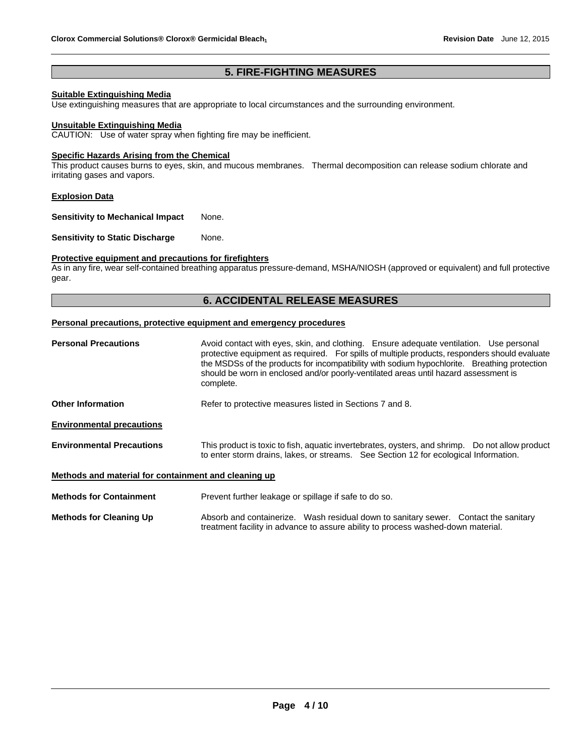## 5. FIRE-FIGHTING MEASURES

**Suitable Extinguishing Media**

Use extinguishing measures that are appropriate to local circumstances and the surrounding environment.

**Unsuitable Extinguishing Media**

CAUTION: Use of water spray when fighting fire may be inefficient.

**Specific Hazards Arising from the Chemical**

This product causes burns to eyes, skin, and mucous membranes. Thermal decomposition can release sodium chlorate and irritating gases and vapors.

**Explosion Data**

**Sensitivity to Mechanical Impact** None.

**Sensitivity to Static Discharge** None.

**Protective equipment and precautions for firefighters**

As in any fire, wear self-contained breathing apparatus pressure-demand, MSHA/NIOSH (approved or equivalent) and full protective gear.

## 6. ACCIDENTAL RELEASE MEASURES

**Personal precautions, protective equipment and emergency procedures**

**Personal Precautions** Avoid contact with eyes, skin, and clothing. Ensure adequate ventilation. Use personal protective equipment as required. For spills of multiple products, responders should evaluate the MSDSs of the products for incompatibility with sodium hypochlorite. Breathing protection should be worn in enclosed and/or poorly-ventilated areas until hazard assessment is complete.

**Other Information** Refer to protective measures listed in Sections 7 and 8.

**Environmental precautions**

**Environmental Precautions** This product is toxic to fish, aquatic invertebrates, oysters, and shrimp. Do not allow product to enter storm drains, lakes, or streams. See Section 12 for ecological Information.

**Methods and material for containment and cleaning up**

**Methods for Containment** Prevent further leakage or spillage if safe to do so.

**Methods for Cleaning Up** Absorb and containerize. Wash residual down to sanitary sewer. Contact the sanitary treatment facility in advance to assure ability to process washed-down material.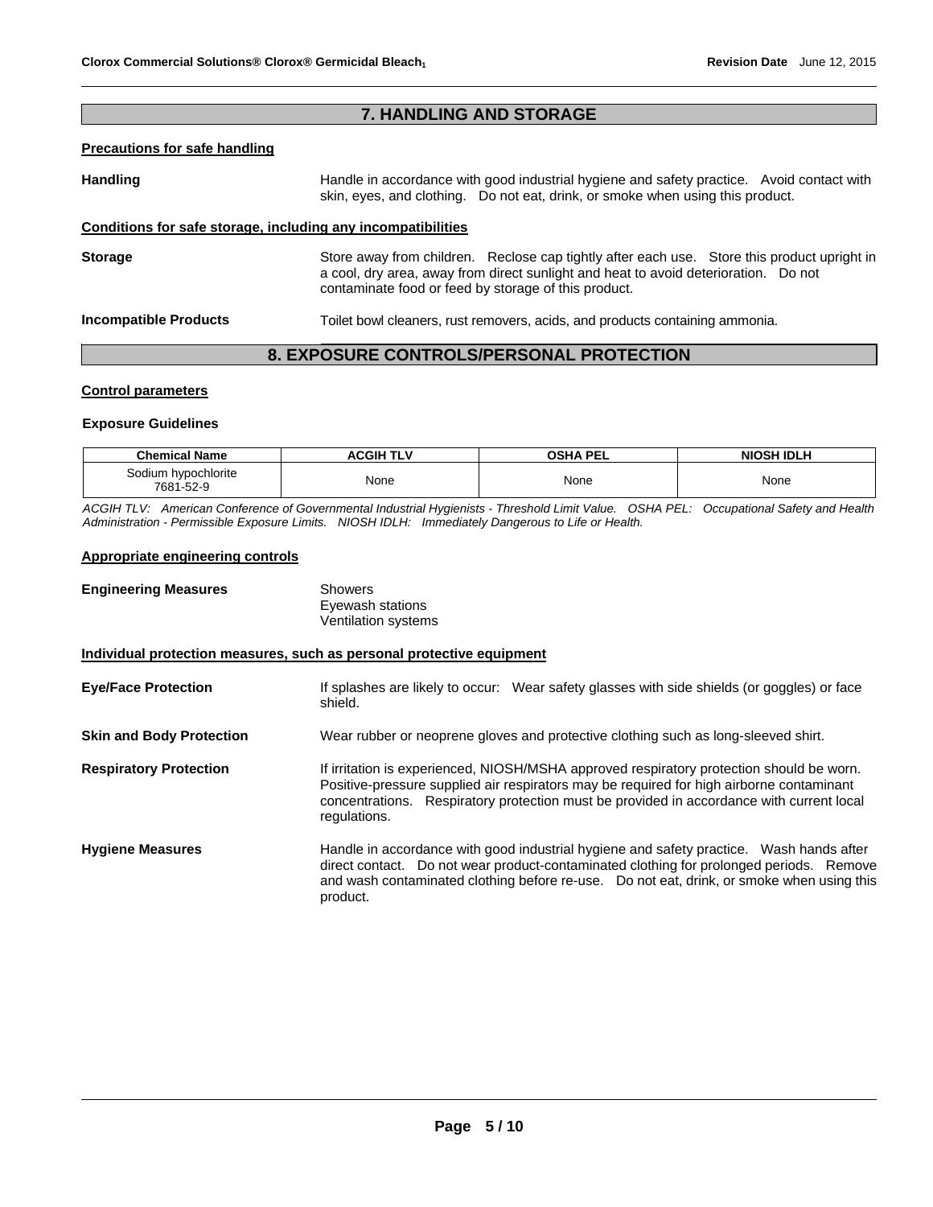## 7. HANDLING AND STORAGE

**Precautions for safe handling**

**Handling** Handle in accordance with good industrial hygiene and safety practice. Avoid contact with skin, eyes, and clothing. Do not eat, drink, or smoke when using this product.

**Conditions for safe storage, including any incompatibilities**

**Storage** Store away from children. Reclose cap tightly after each use. Store this product upright in a cool, dry area, away from direct sunlight and heat to avoid deterioration. Do not contaminate food or feed by storage of this product.

**Incompatible Products** Toilet bowl cleaners, rust removers, acids, and products containing ammonia.

## 8. EXPOSURE CONTROLS/PERSONAL PROTECTION

**Control parameters**

**Exposure Guidelines**

| Chemical Name | ACGIH TLV | OSHA PEL | NIOSH IDLH |
|---|---|---|---|
| Sodium hypochlorite 7681-52-9 | None | None | None |

*ACGIH TLV: American Conference of Governmental Industrial Hygienists - Threshold Limit Value. OSHA PEL: Occupational Safety and Health Administration - Permissible Exposure Limits. NIOSH IDLH: Immediately Dangerous to Life or Health.*

**Appropriate engineering controls**

**Engineering Measures** Showers
Eyewash stations
Ventilation systems

**Individual protection measures, such as personal protective equipment**

**Eye/Face Protection** If splashes are likely to occur: Wear safety glasses with side shields (or goggles) or face shield.

**Skin and Body Protection** Wear rubber or neoprene gloves and protective clothing such as long-sleeved shirt.

**Respiratory Protection** If irritation is experienced, NIOSH/MSHA approved respiratory protection should be worn. Positive-pressure supplied air respirators may be required for high airborne contaminant concentrations. Respiratory protection must be provided in accordance with current local regulations.

**Hygiene Measures** Handle in accordance with good industrial hygiene and safety practice. Wash hands after direct contact. Do not wear product-contaminated clothing for prolonged periods. Remove and wash contaminated clothing before re-use. Do not eat, drink, or smoke when using this product.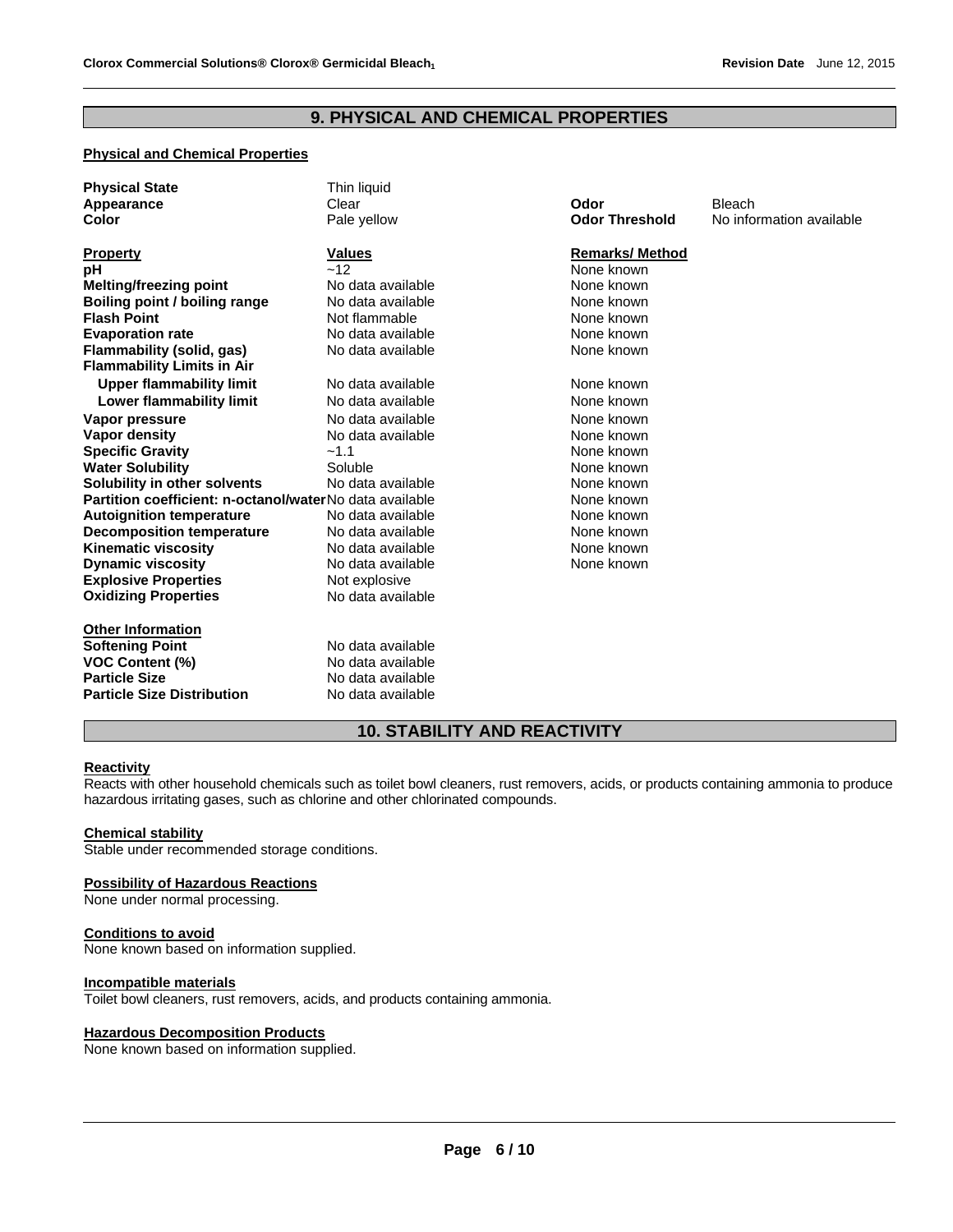## 9. PHYSICAL AND CHEMICAL PROPERTIES

### Physical and Chemical Properties

| | | | |
|---|---|---|---|
| **Physical State** | Thin liquid | | |
| **Appearance** | Clear | **Odor** | Bleach |
| **Color** | Pale yellow | **Odor Threshold** | No information available |

| **Property** | **Values** | **Remarks/ Method** |
|---|---|---|
| **pH** | ~12 | None known |
| **Melting/freezing point** | No data available | None known |
| **Boiling point / boiling range** | No data available | None known |
| **Flash Point** | Not flammable | None known |
| **Evaporation rate** | No data available | None known |
| **Flammability (solid, gas)** | No data available | None known |
| **Flammability Limits in Air** | | |
| **Upper flammability limit** | No data available | None known |
| **Lower flammability limit** | No data available | None known |
| **Vapor pressure** | No data available | None known |
| **Vapor density** | No data available | None known |
| **Specific Gravity** | ~1.1 | None known |
| **Water Solubility** | Soluble | None known |
| **Solubility in other solvents** | No data available | None known |
| **Partition coefficient: n-octanol/water** | No data available | None known |
| **Autoignition temperature** | No data available | None known |
| **Decomposition temperature** | No data available | None known |
| **Kinematic viscosity** | No data available | None known |
| **Dynamic viscosity** | No data available | None known |
| **Explosive Properties** | Not explosive | |
| **Oxidizing Properties** | No data available | |

**Other Information**

| | |
|---|---|
| **Softening Point** | No data available |
| **VOC Content (%)** | No data available |
| **Particle Size** | No data available |
| **Particle Size Distribution** | No data available |

## 10. STABILITY AND REACTIVITY

**Reactivity**
Reacts with other household chemicals such as toilet bowl cleaners, rust removers, acids, or products containing ammonia to produce hazardous irritating gases, such as chlorine and other chlorinated compounds.

**Chemical stability**
Stable under recommended storage conditions.

**Possibility of Hazardous Reactions**
None under normal processing.

**Conditions to avoid**
None known based on information supplied.

**Incompatible materials**
Toilet bowl cleaners, rust removers, acids, and products containing ammonia.

**Hazardous Decomposition Products**
None known based on information supplied.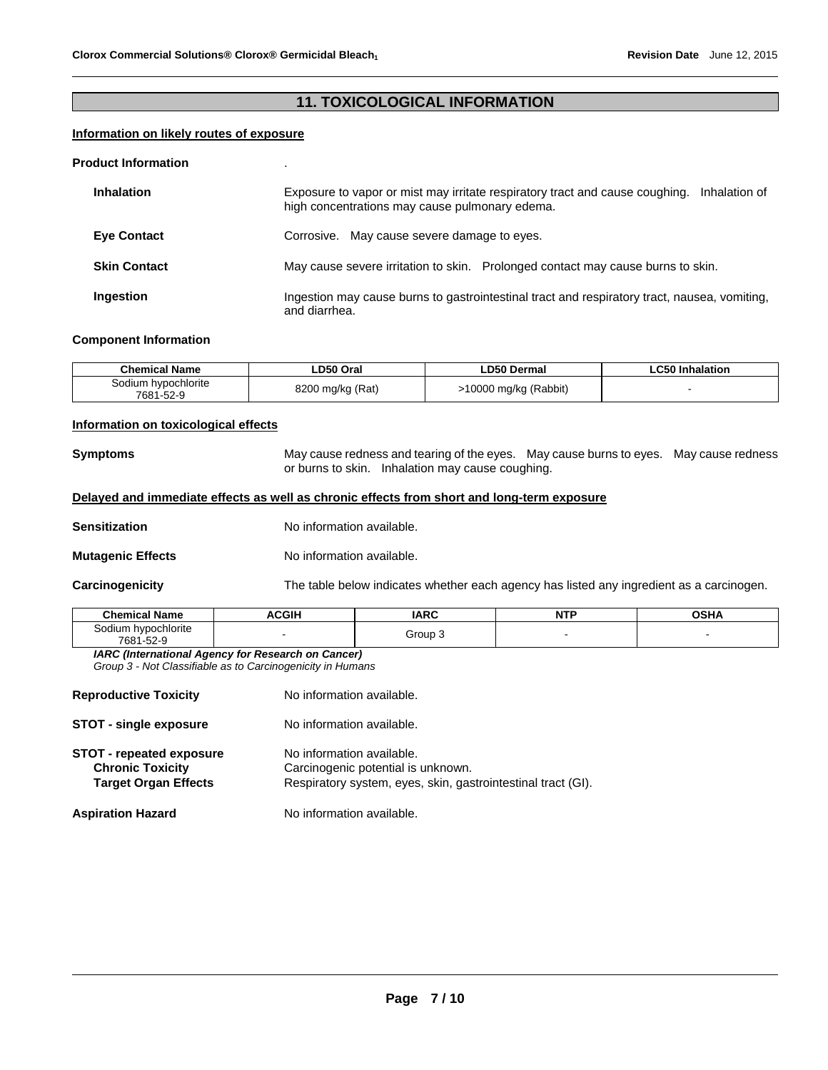## 11. TOXICOLOGICAL INFORMATION

### Information on likely routes of exposure

**Product Information** .

**Inhalation** Exposure to vapor or mist may irritate respiratory tract and cause coughing. Inhalation of high concentrations may cause pulmonary edema.

**Eye Contact** Corrosive. May cause severe damage to eyes.

**Skin Contact** May cause severe irritation to skin. Prolonged contact may cause burns to skin.

**Ingestion** Ingestion may cause burns to gastrointestinal tract and respiratory tract, nausea, vomiting, and diarrhea.

**Component Information**

| Chemical Name | LD50 Oral | LD50 Dermal | LC50 Inhalation |
|---|---|---|---|
| Sodium hypochlorite 7681-52-9 | 8200 mg/kg (Rat) | >10000 mg/kg (Rabbit) | - |

### Information on toxicological effects

**Symptoms** May cause redness and tearing of the eyes. May cause burns to eyes. May cause redness or burns to skin. Inhalation may cause coughing.

### Delayed and immediate effects as well as chronic effects from short and long-term exposure

**Sensitization** No information available.

**Mutagenic Effects** No information available.

**Carcinogenicity** The table below indicates whether each agency has listed any ingredient as a carcinogen.

| Chemical Name | ACGIH | IARC | NTP | OSHA |
|---|---|---|---|---|
| Sodium hypochlorite 7681-52-9 | - | Group 3 | - | - |

***IARC (International Agency for Research on Cancer)***
*Group 3 - Not Classifiable as to Carcinogenicity in Humans*

**Reproductive Toxicity** No information available.

**STOT - single exposure** No information available.

**STOT - repeated exposure** No information available.
**Chronic Toxicity** Carcinogenic potential is unknown.
**Target Organ Effects** Respiratory system, eyes, skin, gastrointestinal tract (GI).

**Aspiration Hazard** No information available.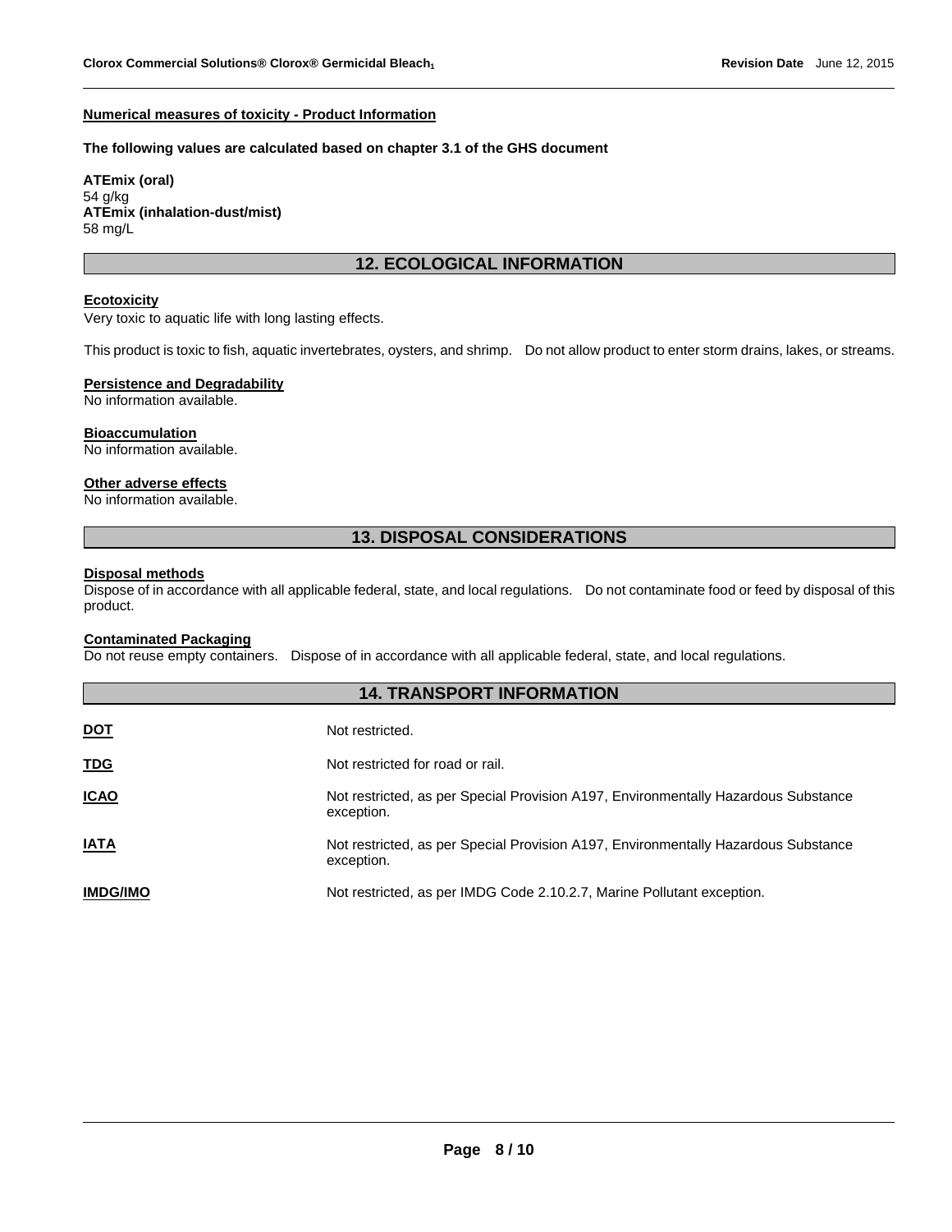**Numerical measures of toxicity - Product Information**

**The following values are calculated based on chapter 3.1 of the GHS document**

**ATEmix (oral)**
54 g/kg
**ATEmix (inhalation-dust/mist)**
58 mg/L

## 12. ECOLOGICAL INFORMATION

**Ecotoxicity**
Very toxic to aquatic life with long lasting effects.

This product is toxic to fish, aquatic invertebrates, oysters, and shrimp. Do not allow product to enter storm drains, lakes, or streams.

**Persistence and Degradability**
No information available.

**Bioaccumulation**
No information available.

**Other adverse effects**
No information available.

## 13. DISPOSAL CONSIDERATIONS

**Disposal methods**
Dispose of in accordance with all applicable federal, state, and local regulations. Do not contaminate food or feed by disposal of this product.

**Contaminated Packaging**
Do not reuse empty containers. Dispose of in accordance with all applicable federal, state, and local regulations.

## 14. TRANSPORT INFORMATION

| | |
|---|---|
| **DOT** | Not restricted. |
| **TDG** | Not restricted for road or rail. |
| **ICAO** | Not restricted, as per Special Provision A197, Environmentally Hazardous Substance exception. |
| **IATA** | Not restricted, as per Special Provision A197, Environmentally Hazardous Substance exception. |
| **IMDG/IMO** | Not restricted, as per IMDG Code 2.10.2.7, Marine Pollutant exception. |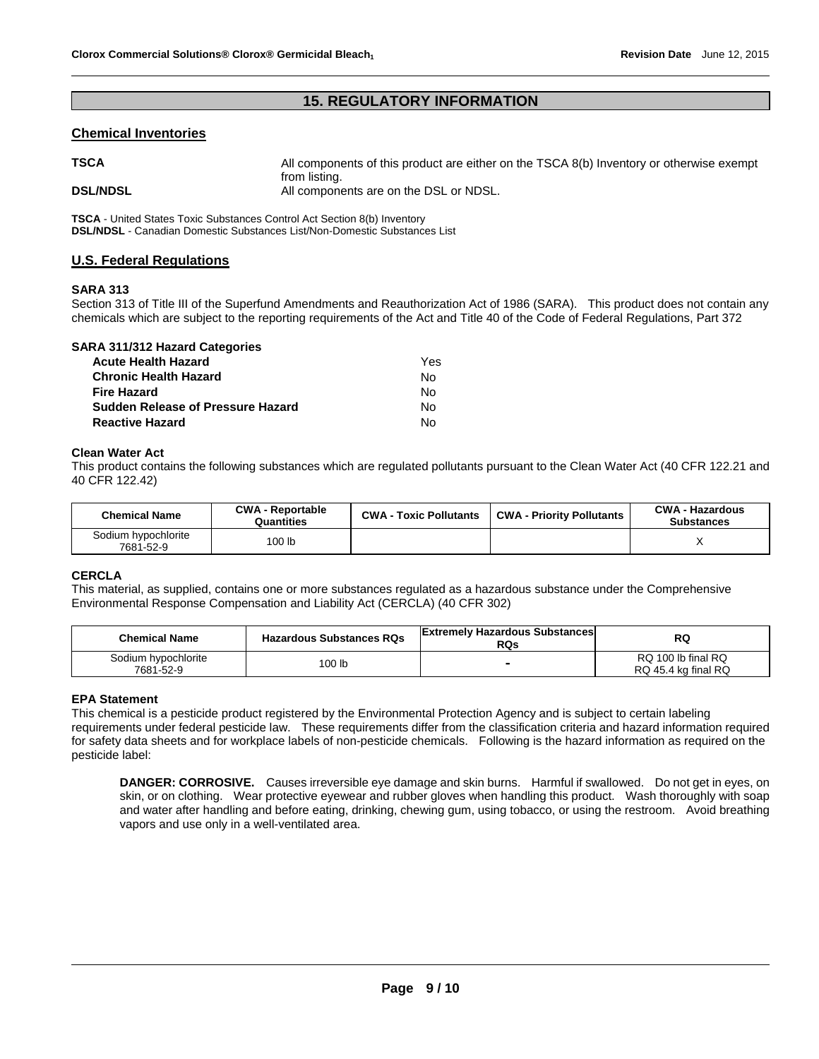## 15. REGULATORY INFORMATION

### Chemical Inventories

**TSCA** All components of this product are either on the TSCA 8(b) Inventory or otherwise exempt from listing.

**DSL/NDSL** All components are on the DSL or NDSL.

**TSCA** - United States Toxic Substances Control Act Section 8(b) Inventory
**DSL/NDSL** - Canadian Domestic Substances List/Non-Domestic Substances List

### U.S. Federal Regulations

**SARA 313**

Section 313 of Title III of the Superfund Amendments and Reauthorization Act of 1986 (SARA). This product does not contain any chemicals which are subject to the reporting requirements of the Act and Title 40 of the Code of Federal Regulations, Part 372

**SARA 311/312 Hazard Categories**

| | |
|---|---|
| **Acute Health Hazard** | Yes |
| **Chronic Health Hazard** | No |
| **Fire Hazard** | No |
| **Sudden Release of Pressure Hazard** | No |
| **Reactive Hazard** | No |

**Clean Water Act**

This product contains the following substances which are regulated pollutants pursuant to the Clean Water Act (40 CFR 122.21 and 40 CFR 122.42)

| Chemical Name | CWA - Reportable Quantities | CWA - Toxic Pollutants | CWA - Priority Pollutants | CWA - Hazardous Substances |
|---|---|---|---|---|
| Sodium hypochlorite 7681-52-9 | 100 lb | | | X |

**CERCLA**

This material, as supplied, contains one or more substances regulated as a hazardous substance under the Comprehensive Environmental Response Compensation and Liability Act (CERCLA) (40 CFR 302)

| Chemical Name | Hazardous Substances RQs | Extremely Hazardous Substances RQs | RQ |
|---|---|---|---|
| Sodium hypochlorite 7681-52-9 | 100 lb | - | RQ 100 lb final RQ RQ 45.4 kg final RQ |

**EPA Statement**

This chemical is a pesticide product registered by the Environmental Protection Agency and is subject to certain labeling requirements under federal pesticide law. These requirements differ from the classification criteria and hazard information required for safety data sheets and for workplace labels of non-pesticide chemicals. Following is the hazard information as required on the pesticide label:

**DANGER: CORROSIVE.** Causes irreversible eye damage and skin burns. Harmful if swallowed. Do not get in eyes, on skin, or on clothing. Wear protective eyewear and rubber gloves when handling this product. Wash thoroughly with soap and water after handling and before eating, drinking, chewing gum, using tobacco, or using the restroom. Avoid breathing vapors and use only in a well-ventilated area.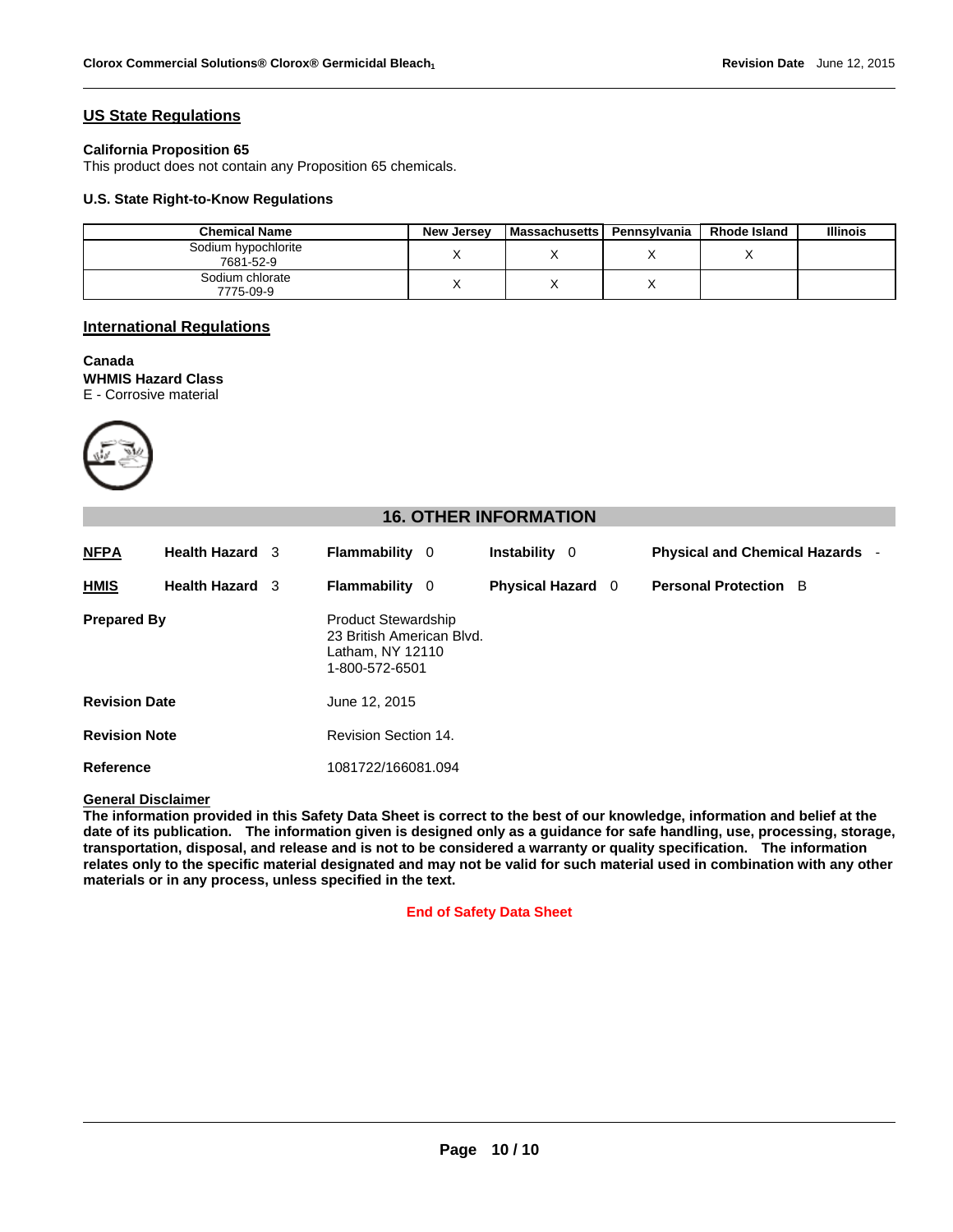## US State Regulations

**California Proposition 65**

This product does not contain any Proposition 65 chemicals.

**U.S. State Right-to-Know Regulations**

| Chemical Name | New Jersey | Massachusetts | Pennsylvania | Rhode Island | Illinois |
|---|---|---|---|---|---|
| Sodium hypochlorite 7681-52-9 | X | X | X | X | |
| Sodium chlorate 7775-09-9 | X | X | X | | |

## International Regulations

**Canada**

**WHMIS Hazard Class**

E - Corrosive material

## 16. OTHER INFORMATION

| | | | | |
|---|---|---|---|---|
| **NFPA** | **Health Hazard** 3 | **Flammability** 0 | **Instability** 0 | **Physical and Chemical Hazards** - |
| **HMIS** | **Health Hazard** 3 | **Flammability** 0 | **Physical Hazard** 0 | **Personal Protection** B |

**Prepared By**
Product Stewardship
23 British American Blvd.
Latham, NY 12110
1-800-572-6501

**Revision Date** June 12, 2015

**Revision Note** Revision Section 14.

**Reference** 1081722/166081.094

**General Disclaimer**

**The information provided in this Safety Data Sheet is correct to the best of our knowledge, information and belief at the date of its publication. The information given is designed only as a guidance for safe handling, use, processing, storage, transportation, disposal, and release and is not to be considered a warranty or quality specification. The information relates only to the specific material designated and may not be valid for such material used in combination with any other materials or in any process, unless specified in the text.**

**End of Safety Data Sheet**